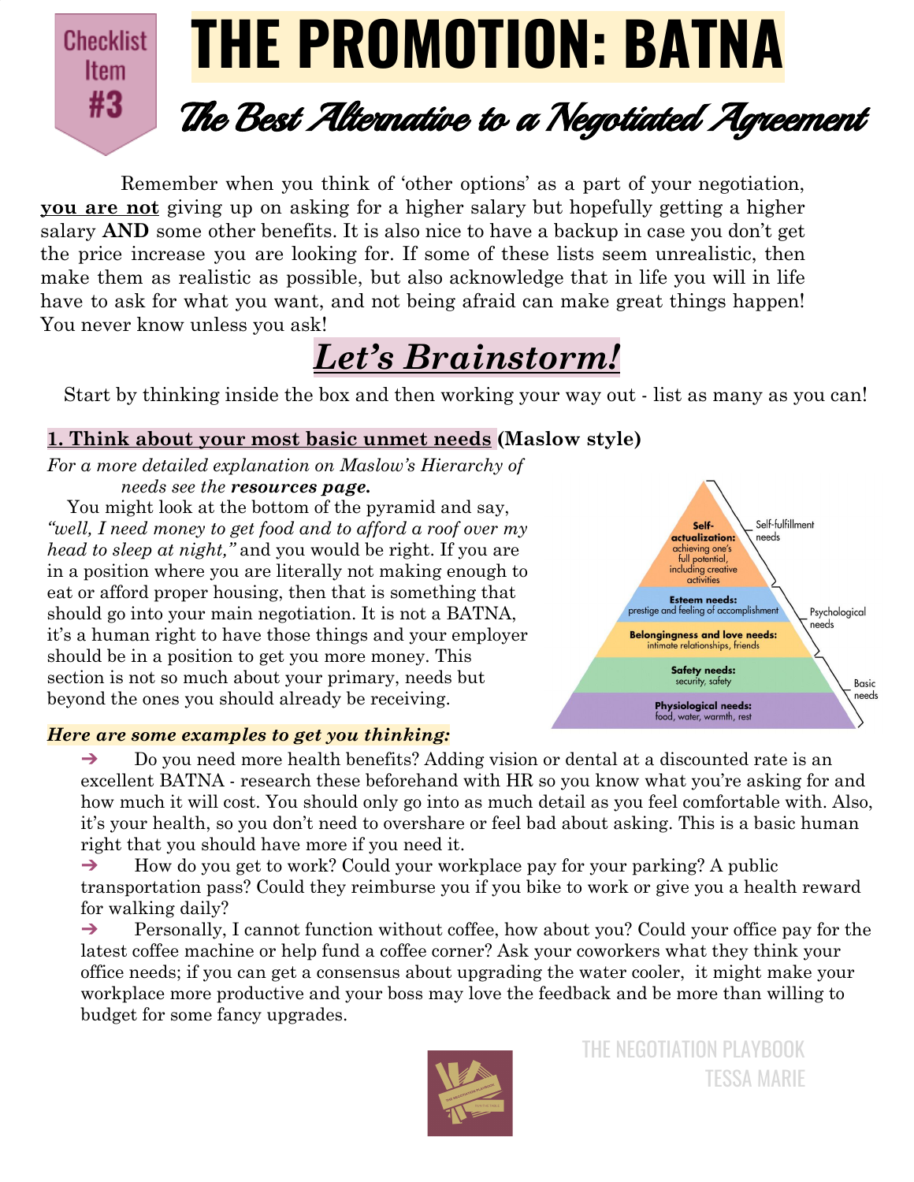Checklist Item #3

# THE PROMOTION: BATNA

## *The Best Alternative to a Negotiated Agreement*

Remember when you think of 'other options' as a part of your negotiation, **you are not** giving up on asking for a higher salary but hopefully getting a higher salary **AND** some other benefits. It is also nice to have a backup in case you don't get the price increase you are looking for. If some of these lists seem unrealistic, then make them as realistic as possible, but also acknowledge that in life you will in life have to ask for what you want, and not being afraid can make great things happen! You never know unless you ask!

## *Let's Brainstorm!*

Start by thinking inside the box and then working your way out - list as many as you can!

### 1. Think about your most basic unmet needs (Maslow style)

*For a more detailed explanation on Maslow's Hierarchy of needs see the **resources page.***

You might look at the bottom of the pyramid and say, *"well, I need money to get food and to afford a roof over my head to sleep at night,"* and you would be right. If you are in a position where you are literally not making enough to eat or afford proper housing, then that is something that should go into your main negotiation. It is not a BATNA, it's a human right to have those things and your employer should be in a position to get you more money. This section is not so much about your primary, needs but beyond the ones you should already be receiving.

- **Self-actualization:** achieving one's full potential, including creative activities — Self-fulfillment needs
- **Esteem needs:** prestige and feeling of accomplishment — Psychological needs
- **Belongingness and love needs:** intimate relationships, friends — Psychological needs
- **Safety needs:** security, safety — Basic needs
- **Physiological needs:** food, water, warmth, rest — Basic needs

***Here are some examples to get you thinking:***

- ➔ Do you need more health benefits? Adding vision or dental at a discounted rate is an excellent BATNA - research these beforehand with HR so you know what you're asking for and how much it will cost. You should only go into as much detail as you feel comfortable with. Also, it's your health, so you don't need to overshare or feel bad about asking. This is a basic human right that you should have more if you need it.
- ➔ How do you get to work? Could your workplace pay for your parking? A public transportation pass? Could they reimburse you if you bike to work or give you a health reward for walking daily?
- ➔ Personally, I cannot function without coffee, how about you? Could your office pay for the latest coffee machine or help fund a coffee corner? Ask your coworkers what they think your office needs; if you can get a consensus about upgrading the water cooler, it might make your workplace more productive and your boss may love the feedback and be more than willing to budget for some fancy upgrades.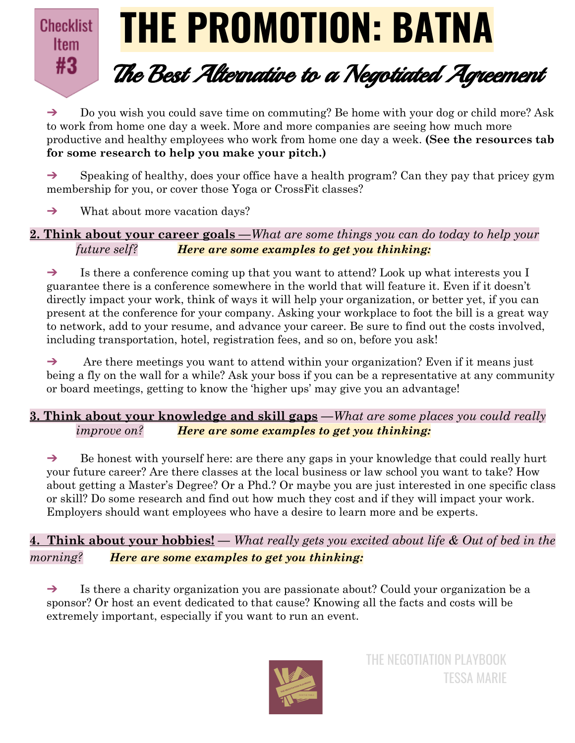Checklist Item #3

# THE PROMOTION: BATNA

## *The Best Alternative to a Negotiated Agreement*

- ➔ Do you wish you could save time on commuting? Be home with your dog or child more? Ask to work from home one day a week. More and more companies are seeing how much more productive and healthy employees who work from home one day a week. **(See the resources tab for some research to help you make your pitch.)**

- ➔ Speaking of healthy, does your office have a health program? Can they pay that pricey gym membership for you, or cover those Yoga or CrossFit classes?

- ➔ What about more vacation days?

**2. Think about your career goals** —*What are some things you can do today to help your future self?* ***Here are some examples to get you thinking:***

- ➔ Is there a conference coming up that you want to attend? Look up what interests you I guarantee there is a conference somewhere in the world that will feature it. Even if it doesn't directly impact your work, think of ways it will help your organization, or better yet, if you can present at the conference for your company. Asking your workplace to foot the bill is a great way to network, add to your resume, and advance your career. Be sure to find out the costs involved, including transportation, hotel, registration fees, and so on, before you ask!

- ➔ Are there meetings you want to attend within your organization? Even if it means just being a fly on the wall for a while? Ask your boss if you can be a representative at any community or board meetings, getting to know the 'higher ups' may give you an advantage!

**3. Think about your knowledge and skill gaps** —*What are some places you could really improve on?* ***Here are some examples to get you thinking:***

- ➔ Be honest with yourself here: are there any gaps in your knowledge that could really hurt your future career? Are there classes at the local business or law school you want to take? How about getting a Master's Degree? Or a Phd.? Or maybe you are just interested in one specific class or skill? Do some research and find out how much they cost and if they will impact your work. Employers should want employees who have a desire to learn more and be experts.

**4. Think about your hobbies!** — *What really gets you excited about life & Out of bed in the morning?* ***Here are some examples to get you thinking:***

- ➔ Is there a charity organization you are passionate about? Could your organization be a sponsor? Or host an event dedicated to that cause? Knowing all the facts and costs will be extremely important, especially if you want to run an event.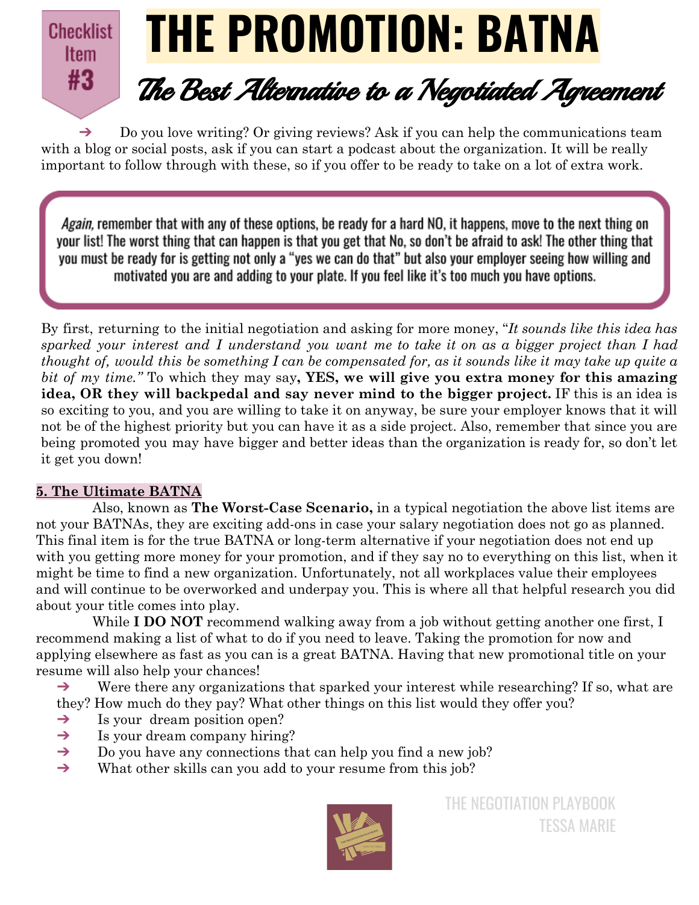Checklist Item #3

# THE PROMOTION: BATNA

## *The Best Alternative to a Negotiated Agreement*

- Do you love writing? Or giving reviews? Ask if you can help the communications team with a blog or social posts, ask if you can start a podcast about the organization. It will be really important to follow through with these, so if you offer to be ready to take on a lot of extra work.

> *Again,* remember that with any of these options, be ready for a hard NO, it happens, move to the next thing on your list! The worst thing that can happen is that you get that No, so don't be afraid to ask! The other thing that you must be ready for is getting not only a "yes we can do that" but also your employer seeing how willing and motivated you are and adding to your plate. If you feel like it's too much you have options.

By first, returning to the initial negotiation and asking for more money, "*It sounds like this idea has sparked your interest and I understand you want me to take it on as a bigger project than I had thought of, would this be something I can be compensated for, as it sounds like it may take up quite a bit of my time.*" To which they may say**, YES, we will give you extra money for this amazing idea, OR they will backpedal and say never mind to the bigger project.** IF this is an idea is so exciting to you, and you are willing to take it on anyway, be sure your employer knows that it will not be of the highest priority but you can have it as a side project. Also, remember that since you are being promoted you may have bigger and better ideas than the organization is ready for, so don't let it get you down!

### 5. The Ultimate BATNA

Also, known as **The Worst-Case Scenario,** in a typical negotiation the above list items are not your BATNAs, they are exciting add-ons in case your salary negotiation does not go as planned. This final item is for the true BATNA or long-term alternative if your negotiation does not end up with you getting more money for your promotion, and if they say no to everything on this list, when it might be time to find a new organization. Unfortunately, not all workplaces value their employees and will continue to be overworked and underpay you. This is where all that helpful research you did about your title comes into play.

While **I DO NOT** recommend walking away from a job without getting another one first, I recommend making a list of what to do if you need to leave. Taking the promotion for now and applying elsewhere as fast as you can is a great BATNA. Having that new promotional title on your resume will also help your chances!

- Were there any organizations that sparked your interest while researching? If so, what are they? How much do they pay? What other things on this list would they offer you?
- Is your dream position open?
- Is your dream company hiring?
- Do you have any connections that can help you find a new job?
- What other skills can you add to your resume from this job?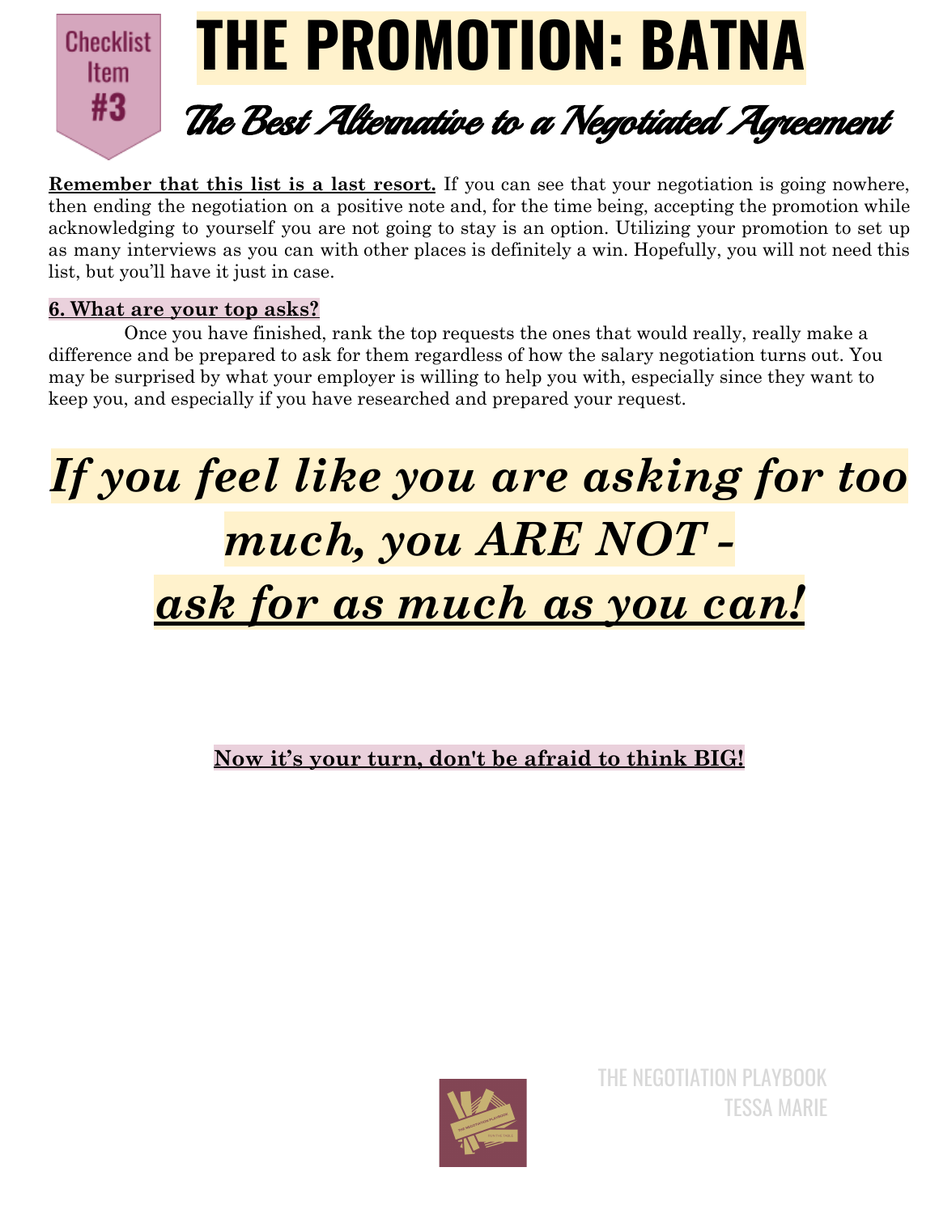Checklist Item #3

# THE PROMOTION: BATNA

## *The Best Alternative to a Negotiated Agreement*

**Remember that this list is a last resort.** If you can see that your negotiation is going nowhere, then ending the negotiation on a positive note and, for the time being, accepting the promotion while acknowledging to yourself you are not going to stay is an option. Utilizing your promotion to set up as many interviews as you can with other places is definitely a win. Hopefully, you will not need this list, but you'll have it just in case.

**6. What are your top asks?**

Once you have finished, rank the top requests the ones that would really, really make a difference and be prepared to ask for them regardless of how the salary negotiation turns out. You may be surprised by what your employer is willing to help you with, especially since they want to keep you, and especially if you have researched and prepared your request.

## ***If you feel like you are asking for too much, you ARE NOT - ask for as much as you can!***

**Now it's your turn, don't be afraid to think BIG!**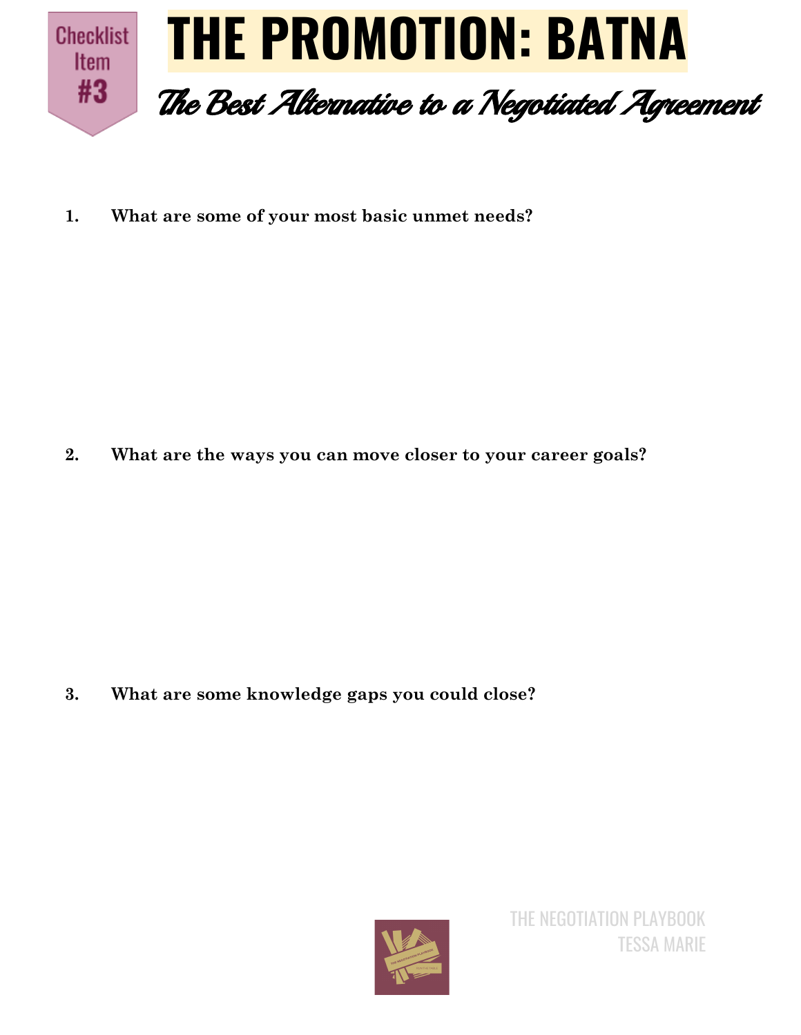Checklist Item #3

# THE PROMOTION: BATNA

## *The Best Alternative to a Negotiated Agreement*

1. **What are some of your most basic unmet needs?**

2. **What are the ways you can move closer to your career goals?**

3. **What are some knowledge gaps you could close?**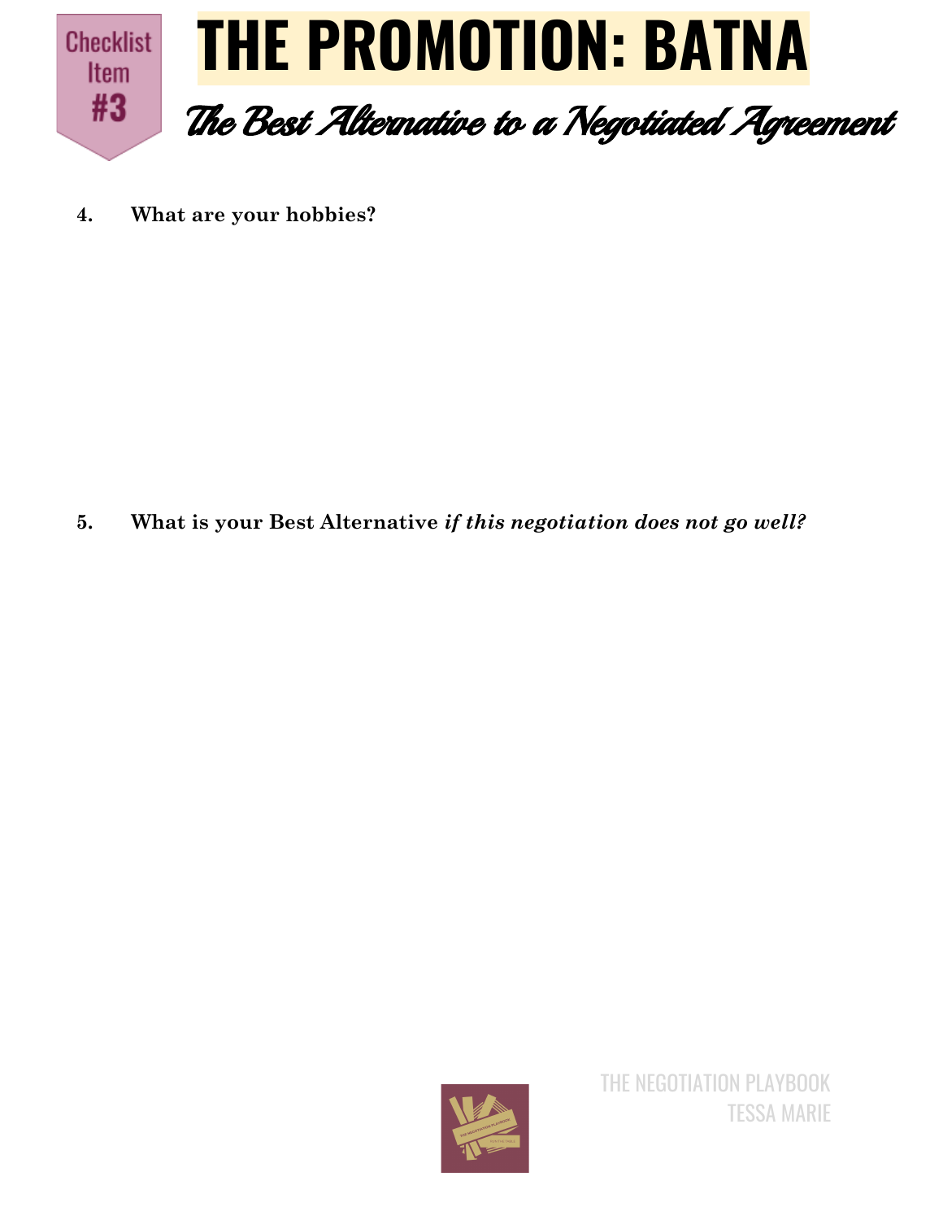Checklist Item #3

# THE PROMOTION: BATNA

## *The Best Alternative to a Negotiated Agreement*

**4. What are your hobbies?**

**5. What is your Best Alternative *if this negotiation does not go well?***

THE NEGOTIATION PLAYBOOK
TESSA MARIE